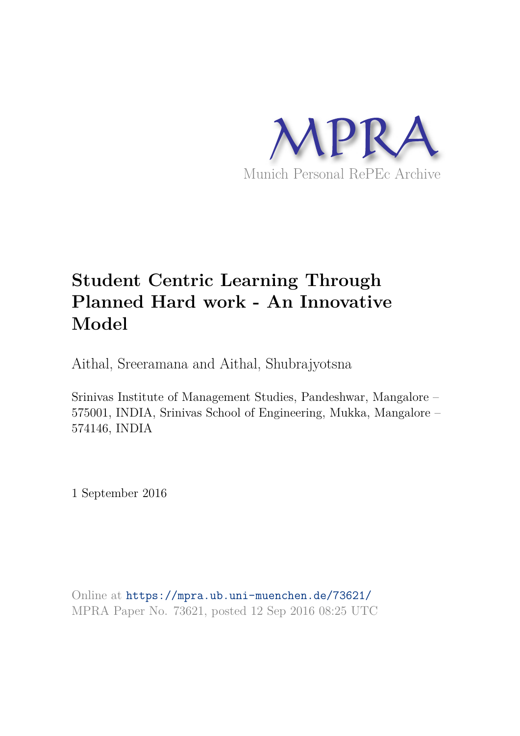MPRA

Munich Personal RePEc Archive

# Student Centric Learning Through Planned Hard work - An Innovative Model

Aithal, Sreeramana and Aithal, Shubrajyotsna

Srinivas Institute of Management Studies, Pandeshwar, Mangalore – 575001, INDIA, Srinivas School of Engineering, Mukka, Mangalore – 574146, INDIA

1 September 2016

Online at https://mpra.ub.uni-muenchen.de/73621/
MPRA Paper No. 73621, posted 12 Sep 2016 08:25 UTC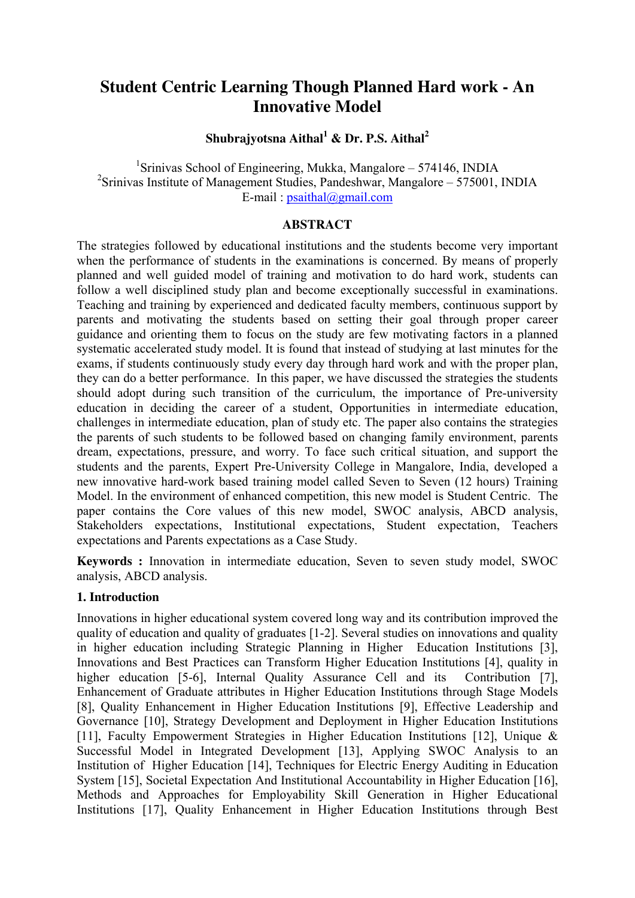# Student Centric Learning Though Planned Hard work - An Innovative Model

**Shubrajyotsna Aithal[1] & Dr. P.S. Aithal[2]**

[1]Srinivas School of Engineering, Mukka, Mangalore – 574146, INDIA
[2]Srinivas Institute of Management Studies, Pandeshwar, Mangalore – 575001, INDIA
E-mail : psaithal@gmail.com

## ABSTRACT

The strategies followed by educational institutions and the students become very important when the performance of students in the examinations is concerned. By means of properly planned and well guided model of training and motivation to do hard work, students can follow a well disciplined study plan and become exceptionally successful in examinations. Teaching and training by experienced and dedicated faculty members, continuous support by parents and motivating the students based on setting their goal through proper career guidance and orienting them to focus on the study are few motivating factors in a planned systematic accelerated study model. It is found that instead of studying at last minutes for the exams, if students continuously study every day through hard work and with the proper plan, they can do a better performance. In this paper, we have discussed the strategies the students should adopt during such transition of the curriculum, the importance of Pre-university education in deciding the career of a student, Opportunities in intermediate education, challenges in intermediate education, plan of study etc. The paper also contains the strategies the parents of such students to be followed based on changing family environment, parents dream, expectations, pressure, and worry. To face such critical situation, and support the students and the parents, Expert Pre-University College in Mangalore, India, developed a new innovative hard-work based training model called Seven to Seven (12 hours) Training Model. In the environment of enhanced competition, this new model is Student Centric. The paper contains the Core values of this new model, SWOC analysis, ABCD analysis, Stakeholders expectations, Institutional expectations, Student expectation, Teachers expectations and Parents expectations as a Case Study.

**Keywords :** Innovation in intermediate education, Seven to seven study model, SWOC analysis, ABCD analysis.

## 1. Introduction

Innovations in higher educational system covered long way and its contribution improved the quality of education and quality of graduates [1-2]. Several studies on innovations and quality in higher education including Strategic Planning in Higher Education Institutions [3], Innovations and Best Practices can Transform Higher Education Institutions [4], quality in higher education [5-6], Internal Quality Assurance Cell and its Contribution [7], Enhancement of Graduate attributes in Higher Education Institutions through Stage Models [8], Quality Enhancement in Higher Education Institutions [9], Effective Leadership and Governance [10], Strategy Development and Deployment in Higher Education Institutions [11], Faculty Empowerment Strategies in Higher Education Institutions [12], Unique & Successful Model in Integrated Development [13], Applying SWOC Analysis to an Institution of Higher Education [14], Techniques for Electric Energy Auditing in Education System [15], Societal Expectation And Institutional Accountability in Higher Education [16], Methods and Approaches for Employability Skill Generation in Higher Educational Institutions [17], Quality Enhancement in Higher Education Institutions through Best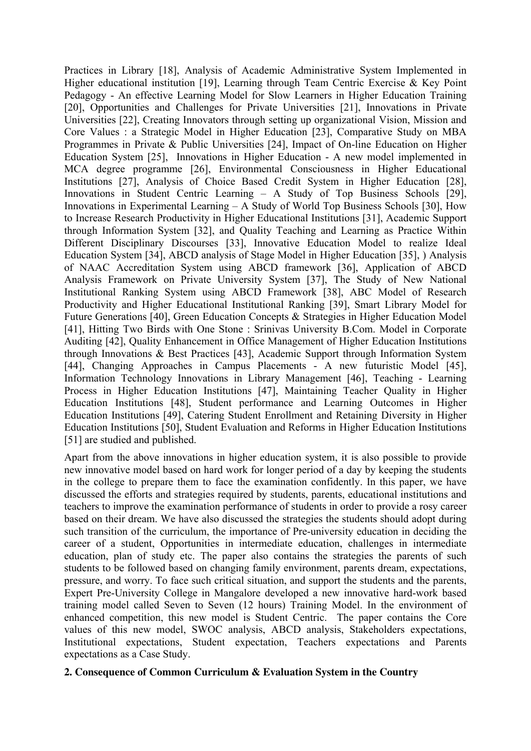Practices in Library [18], Analysis of Academic Administrative System Implemented in Higher educational institution [19], Learning through Team Centric Exercise & Key Point Pedagogy - An effective Learning Model for Slow Learners in Higher Education Training [20], Opportunities and Challenges for Private Universities [21], Innovations in Private Universities [22], Creating Innovators through setting up organizational Vision, Mission and Core Values : a Strategic Model in Higher Education [23], Comparative Study on MBA Programmes in Private & Public Universities [24], Impact of On-line Education on Higher Education System [25], Innovations in Higher Education - A new model implemented in MCA degree programme [26], Environmental Consciousness in Higher Educational Institutions [27], Analysis of Choice Based Credit System in Higher Education [28], Innovations in Student Centric Learning – A Study of Top Business Schools [29], Innovations in Experimental Learning – A Study of World Top Business Schools [30], How to Increase Research Productivity in Higher Educational Institutions [31], Academic Support through Information System [32], and Quality Teaching and Learning as Practice Within Different Disciplinary Discourses [33], Innovative Education Model to realize Ideal Education System [34], ABCD analysis of Stage Model in Higher Education [35], ) Analysis of NAAC Accreditation System using ABCD framework [36], Application of ABCD Analysis Framework on Private University System [37], The Study of New National Institutional Ranking System using ABCD Framework [38], ABC Model of Research Productivity and Higher Educational Institutional Ranking [39], Smart Library Model for Future Generations [40], Green Education Concepts & Strategies in Higher Education Model [41], Hitting Two Birds with One Stone : Srinivas University B.Com. Model in Corporate Auditing [42], Quality Enhancement in Office Management of Higher Education Institutions through Innovations & Best Practices [43], Academic Support through Information System [44], Changing Approaches in Campus Placements - A new futuristic Model [45], Information Technology Innovations in Library Management [46], Teaching - Learning Process in Higher Education Institutions [47], Maintaining Teacher Quality in Higher Education Institutions [48], Student performance and Learning Outcomes in Higher Education Institutions [49], Catering Student Enrollment and Retaining Diversity in Higher Education Institutions [50], Student Evaluation and Reforms in Higher Education Institutions [51] are studied and published.

Apart from the above innovations in higher education system, it is also possible to provide new innovative model based on hard work for longer period of a day by keeping the students in the college to prepare them to face the examination confidently. In this paper, we have discussed the efforts and strategies required by students, parents, educational institutions and teachers to improve the examination performance of students in order to provide a rosy career based on their dream. We have also discussed the strategies the students should adopt during such transition of the curriculum, the importance of Pre-university education in deciding the career of a student, Opportunities in intermediate education, challenges in intermediate education, plan of study etc. The paper also contains the strategies the parents of such students to be followed based on changing family environment, parents dream, expectations, pressure, and worry. To face such critical situation, and support the students and the parents, Expert Pre-University College in Mangalore developed a new innovative hard-work based training model called Seven to Seven (12 hours) Training Model. In the environment of enhanced competition, this new model is Student Centric. The paper contains the Core values of this new model, SWOC analysis, ABCD analysis, Stakeholders expectations, Institutional expectations, Student expectation, Teachers expectations and Parents expectations as a Case Study.

## 2. Consequence of Common Curriculum & Evaluation System in the Country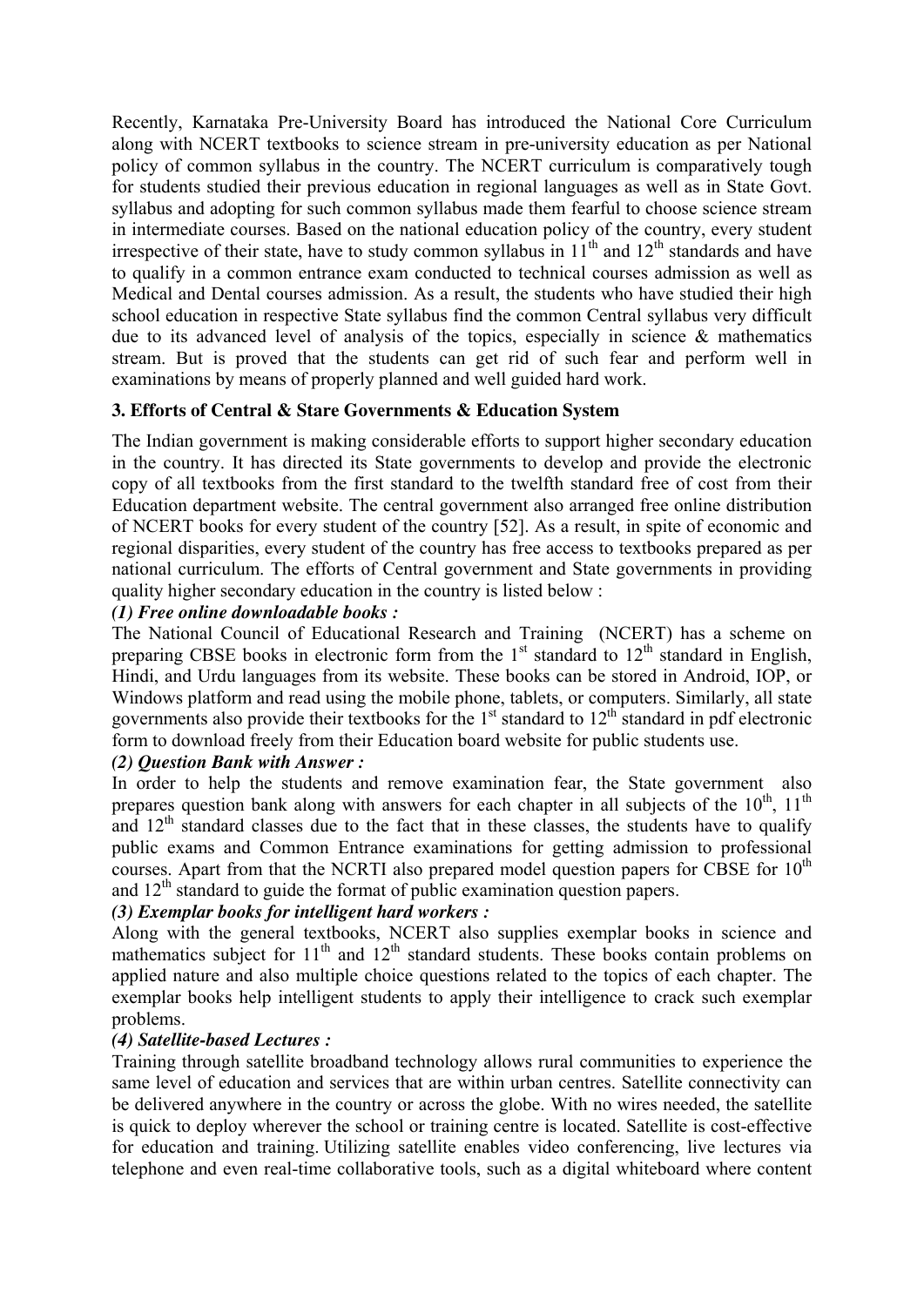Recently, Karnataka Pre-University Board has introduced the National Core Curriculum along with NCERT textbooks to science stream in pre-university education as per National policy of common syllabus in the country. The NCERT curriculum is comparatively tough for students studied their previous education in regional languages as well as in State Govt. syllabus and adopting for such common syllabus made them fearful to choose science stream in intermediate courses. Based on the national education policy of the country, every student irrespective of their state, have to study common syllabus in 11th and 12th standards and have to qualify in a common entrance exam conducted to technical courses admission as well as Medical and Dental courses admission. As a result, the students who have studied their high school education in respective State syllabus find the common Central syllabus very difficult due to its advanced level of analysis of the topics, especially in science & mathematics stream. But is proved that the students can get rid of such fear and perform well in examinations by means of properly planned and well guided hard work.

## 3. Efforts of Central & Stare Governments & Education System

The Indian government is making considerable efforts to support higher secondary education in the country. It has directed its State governments to develop and provide the electronic copy of all textbooks from the first standard to the twelfth standard free of cost from their Education department website. The central government also arranged free online distribution of NCERT books for every student of the country [52]. As a result, in spite of economic and regional disparities, every student of the country has free access to textbooks prepared as per national curriculum. The efforts of Central government and State governments in providing quality higher secondary education in the country is listed below :

***(1) Free online downloadable books :***

The National Council of Educational Research and Training (NCERT) has a scheme on preparing CBSE books in electronic form from the 1st standard to 12th standard in English, Hindi, and Urdu languages from its website. These books can be stored in Android, IOP, or Windows platform and read using the mobile phone, tablets, or computers. Similarly, all state governments also provide their textbooks for the 1st standard to 12th standard in pdf electronic form to download freely from their Education board website for public students use.

***(2) Question Bank with Answer :***

In order to help the students and remove examination fear, the State government also prepares question bank along with answers for each chapter in all subjects of the 10th, 11th and 12th standard classes due to the fact that in these classes, the students have to qualify public exams and Common Entrance examinations for getting admission to professional courses. Apart from that the NCRTI also prepared model question papers for CBSE for 10th and 12th standard to guide the format of public examination question papers.

***(3) Exemplar books for intelligent hard workers :***

Along with the general textbooks, NCERT also supplies exemplar books in science and mathematics subject for 11th and 12th standard students. These books contain problems on applied nature and also multiple choice questions related to the topics of each chapter. The exemplar books help intelligent students to apply their intelligence to crack such exemplar problems.

***(4) Satellite-based Lectures :***

Training through satellite broadband technology allows rural communities to experience the same level of education and services that are within urban centres. Satellite connectivity can be delivered anywhere in the country or across the globe. With no wires needed, the satellite is quick to deploy wherever the school or training centre is located. Satellite is cost-effective for education and training. Utilizing satellite enables video conferencing, live lectures via telephone and even real-time collaborative tools, such as a digital whiteboard where content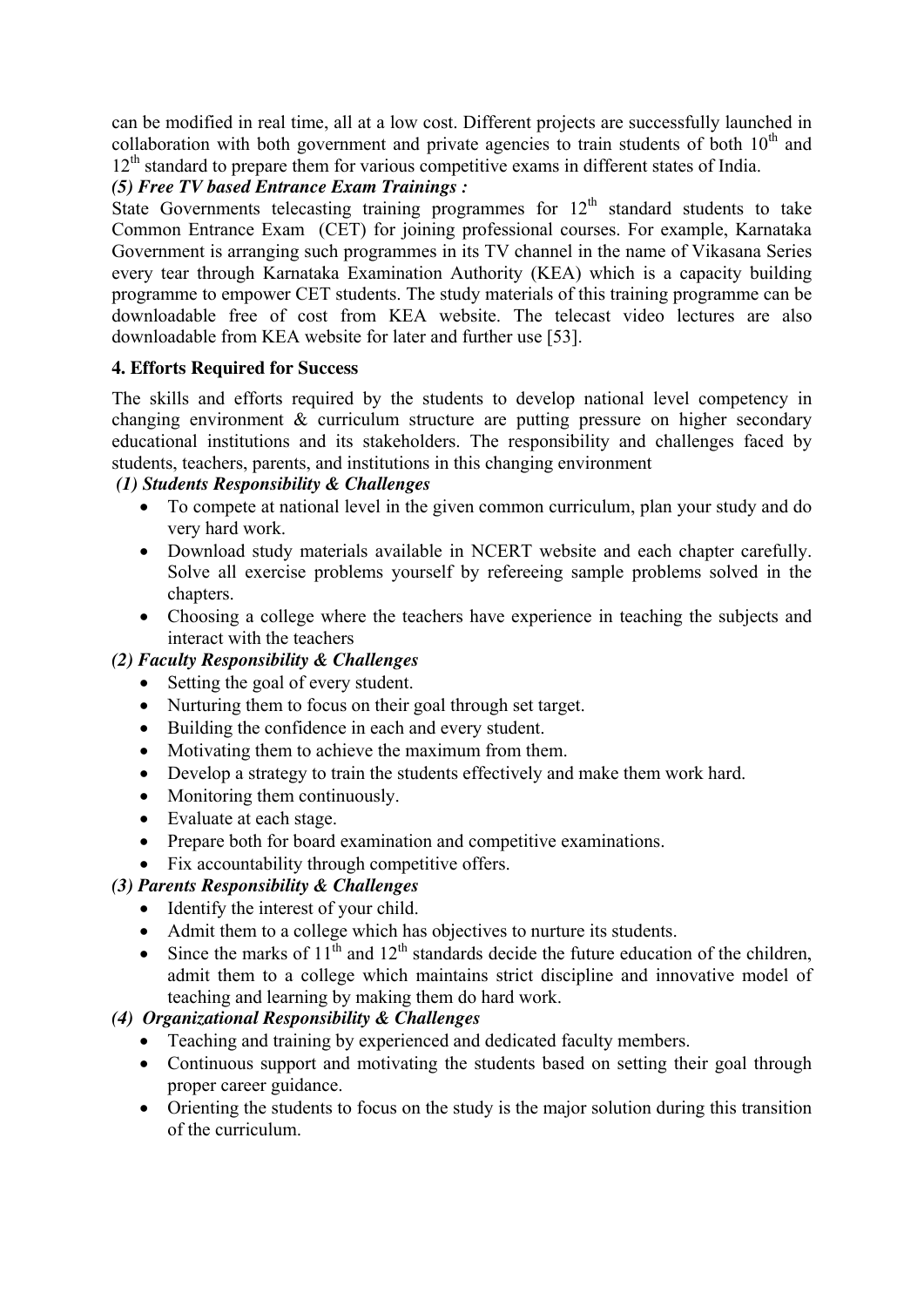can be modified in real time, all at a low cost. Different projects are successfully launched in collaboration with both government and private agencies to train students of both $10^{th}$ and $12^{th}$ standard to prepare them for various competitive exams in different states of India.

***(5) Free TV based Entrance Exam Trainings :***

State Governments telecasting training programmes for $12^{th}$ standard students to take Common Entrance Exam (CET) for joining professional courses. For example, Karnataka Government is arranging such programmes in its TV channel in the name of Vikasana Series every tear through Karnataka Examination Authority (KEA) which is a capacity building programme to empower CET students. The study materials of this training programme can be downloadable free of cost from KEA website. The telecast video lectures are also downloadable from KEA website for later and further use [53].

## 4. Efforts Required for Success

The skills and efforts required by the students to develop national level competency in changing environment & curriculum structure are putting pressure on higher secondary educational institutions and its stakeholders. The responsibility and challenges faced by students, teachers, parents, and institutions in this changing environment

***(1) Students Responsibility & Challenges***

- To compete at national level in the given common curriculum, plan your study and do very hard work.
- Download study materials available in NCERT website and each chapter carefully. Solve all exercise problems yourself by refereeing sample problems solved in the chapters.
- Choosing a college where the teachers have experience in teaching the subjects and interact with the teachers

***(2) Faculty Responsibility & Challenges***

- Setting the goal of every student.
- Nurturing them to focus on their goal through set target.
- Building the confidence in each and every student.
- Motivating them to achieve the maximum from them.
- Develop a strategy to train the students effectively and make them work hard.
- Monitoring them continuously.
- Evaluate at each stage.
- Prepare both for board examination and competitive examinations.
- Fix accountability through competitive offers.

***(3) Parents Responsibility & Challenges***

- Identify the interest of your child.
- Admit them to a college which has objectives to nurture its students.
- Since the marks of $11^{th}$ and $12^{th}$ standards decide the future education of the children, admit them to a college which maintains strict discipline and innovative model of teaching and learning by making them do hard work.

***(4) Organizational Responsibility & Challenges***

- Teaching and training by experienced and dedicated faculty members.
- Continuous support and motivating the students based on setting their goal through proper career guidance.
- Orienting the students to focus on the study is the major solution during this transition of the curriculum.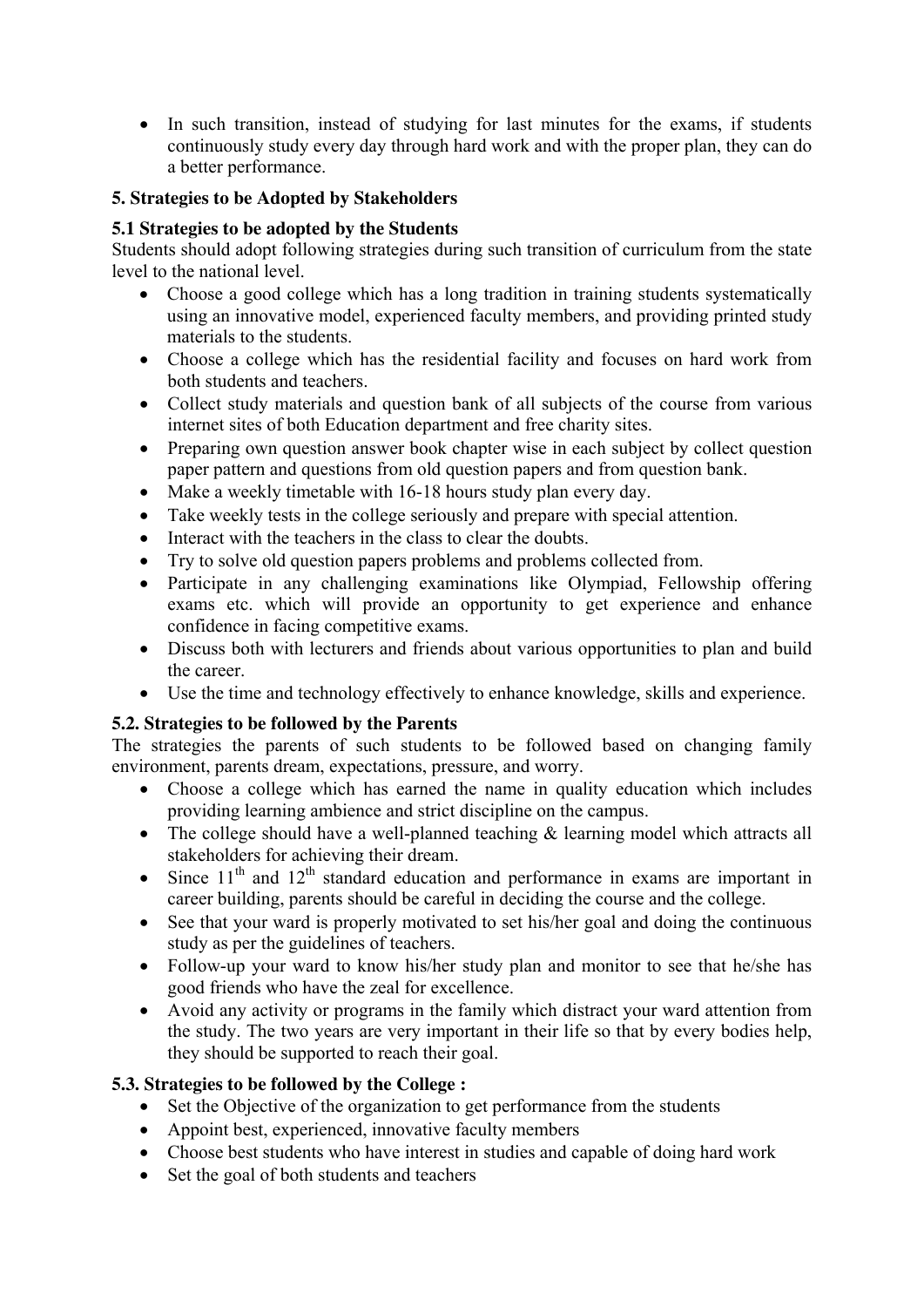- In such transition, instead of studying for last minutes for the exams, if students continuously study every day through hard work and with the proper plan, they can do a better performance.

## 5. Strategies to be Adopted by Stakeholders

### 5.1 Strategies to be adopted by the Students

Students should adopt following strategies during such transition of curriculum from the state level to the national level.

- Choose a good college which has a long tradition in training students systematically using an innovative model, experienced faculty members, and providing printed study materials to the students.
- Choose a college which has the residential facility and focuses on hard work from both students and teachers.
- Collect study materials and question bank of all subjects of the course from various internet sites of both Education department and free charity sites.
- Preparing own question answer book chapter wise in each subject by collect question paper pattern and questions from old question papers and from question bank.
- Make a weekly timetable with 16-18 hours study plan every day.
- Take weekly tests in the college seriously and prepare with special attention.
- Interact with the teachers in the class to clear the doubts.
- Try to solve old question papers problems and problems collected from.
- Participate in any challenging examinations like Olympiad, Fellowship offering exams etc. which will provide an opportunity to get experience and enhance confidence in facing competitive exams.
- Discuss both with lecturers and friends about various opportunities to plan and build the career.
- Use the time and technology effectively to enhance knowledge, skills and experience.

### 5.2. Strategies to be followed by the Parents

The strategies the parents of such students to be followed based on changing family environment, parents dream, expectations, pressure, and worry.

- Choose a college which has earned the name in quality education which includes providing learning ambience and strict discipline on the campus.
- The college should have a well-planned teaching & learning model which attracts all stakeholders for achieving their dream.
- Since 11th and 12th standard education and performance in exams are important in career building, parents should be careful in deciding the course and the college.
- See that your ward is properly motivated to set his/her goal and doing the continuous study as per the guidelines of teachers.
- Follow-up your ward to know his/her study plan and monitor to see that he/she has good friends who have the zeal for excellence.
- Avoid any activity or programs in the family which distract your ward attention from the study. The two years are very important in their life so that by every bodies help, they should be supported to reach their goal.

### 5.3. Strategies to be followed by the College :

- Set the Objective of the organization to get performance from the students
- Appoint best, experienced, innovative faculty members
- Choose best students who have interest in studies and capable of doing hard work
- Set the goal of both students and teachers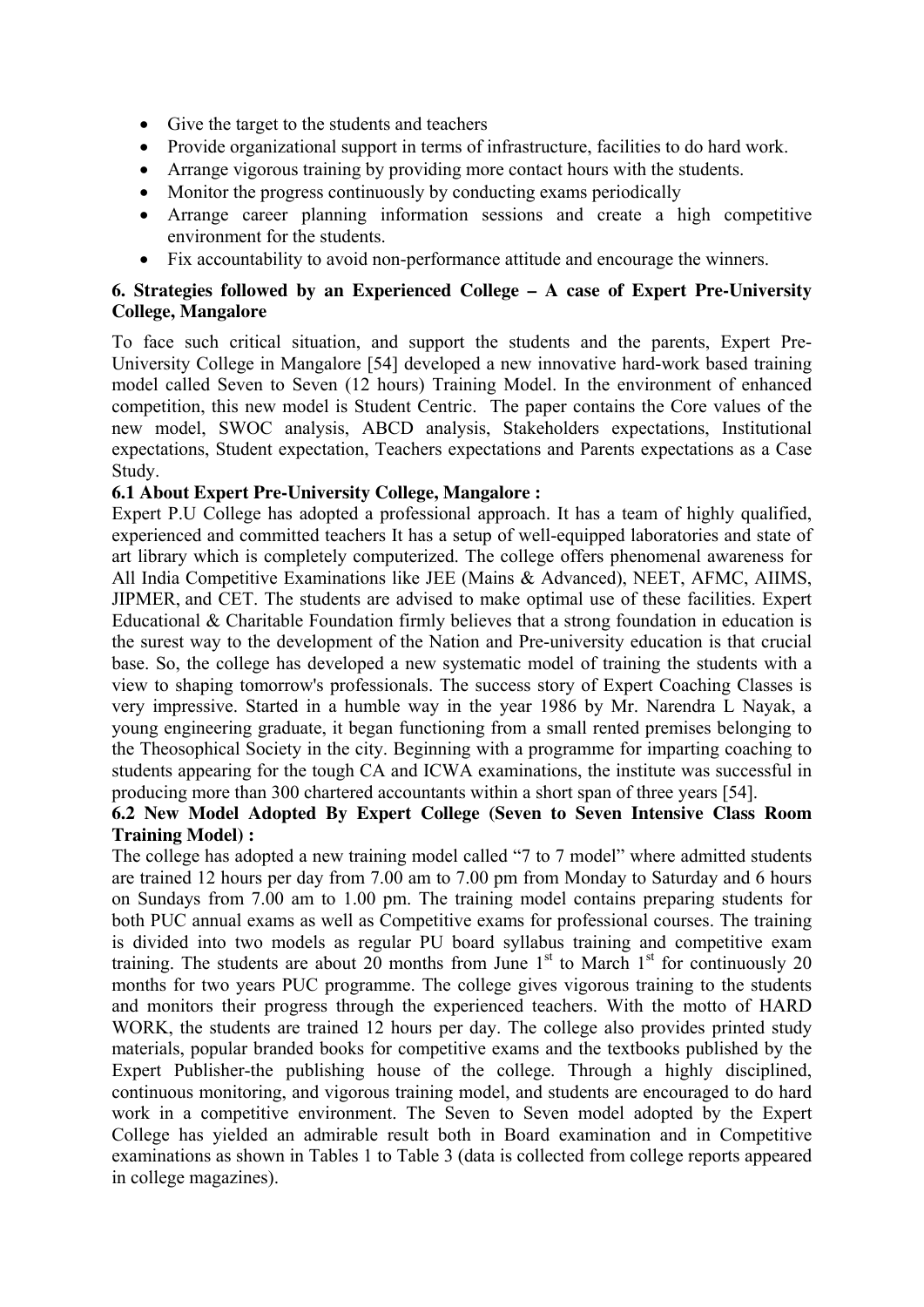- Give the target to the students and teachers
- Provide organizational support in terms of infrastructure, facilities to do hard work.
- Arrange vigorous training by providing more contact hours with the students.
- Monitor the progress continuously by conducting exams periodically
- Arrange career planning information sessions and create a high competitive environment for the students.
- Fix accountability to avoid non-performance attitude and encourage the winners.

## 6. Strategies followed by an Experienced College – A case of Expert Pre-University College, Mangalore

To face such critical situation, and support the students and the parents, Expert Pre-University College in Mangalore [54] developed a new innovative hard-work based training model called Seven to Seven (12 hours) Training Model. In the environment of enhanced competition, this new model is Student Centric. The paper contains the Core values of the new model, SWOC analysis, ABCD analysis, Stakeholders expectations, Institutional expectations, Student expectation, Teachers expectations and Parents expectations as a Case Study.

### 6.1 About Expert Pre-University College, Mangalore :

Expert P.U College has adopted a professional approach. It has a team of highly qualified, experienced and committed teachers It has a setup of well-equipped laboratories and state of art library which is completely computerized. The college offers phenomenal awareness for All India Competitive Examinations like JEE (Mains & Advanced), NEET, AFMC, AIIMS, JIPMER, and CET. The students are advised to make optimal use of these facilities. Expert Educational & Charitable Foundation firmly believes that a strong foundation in education is the surest way to the development of the Nation and Pre-university education is that crucial base. So, the college has developed a new systematic model of training the students with a view to shaping tomorrow's professionals. The success story of Expert Coaching Classes is very impressive. Started in a humble way in the year 1986 by Mr. Narendra L Nayak, a young engineering graduate, it began functioning from a small rented premises belonging to the Theosophical Society in the city. Beginning with a programme for imparting coaching to students appearing for the tough CA and ICWA examinations, the institute was successful in producing more than 300 chartered accountants within a short span of three years [54].

### 6.2 New Model Adopted By Expert College (Seven to Seven Intensive Class Room Training Model) :

The college has adopted a new training model called “7 to 7 model” where admitted students are trained 12 hours per day from 7.00 am to 7.00 pm from Monday to Saturday and 6 hours on Sundays from 7.00 am to 1.00 pm. The training model contains preparing students for both PUC annual exams as well as Competitive exams for professional courses. The training is divided into two models as regular PU board syllabus training and competitive exam training. The students are about 20 months from June 1st to March 1st for continuously 20 months for two years PUC programme. The college gives vigorous training to the students and monitors their progress through the experienced teachers. With the motto of HARD WORK, the students are trained 12 hours per day. The college also provides printed study materials, popular branded books for competitive exams and the textbooks published by the Expert Publisher-the publishing house of the college. Through a highly disciplined, continuous monitoring, and vigorous training model, and students are encouraged to do hard work in a competitive environment. The Seven to Seven model adopted by the Expert College has yielded an admirable result both in Board examination and in Competitive examinations as shown in Tables 1 to Table 3 (data is collected from college reports appeared in college magazines).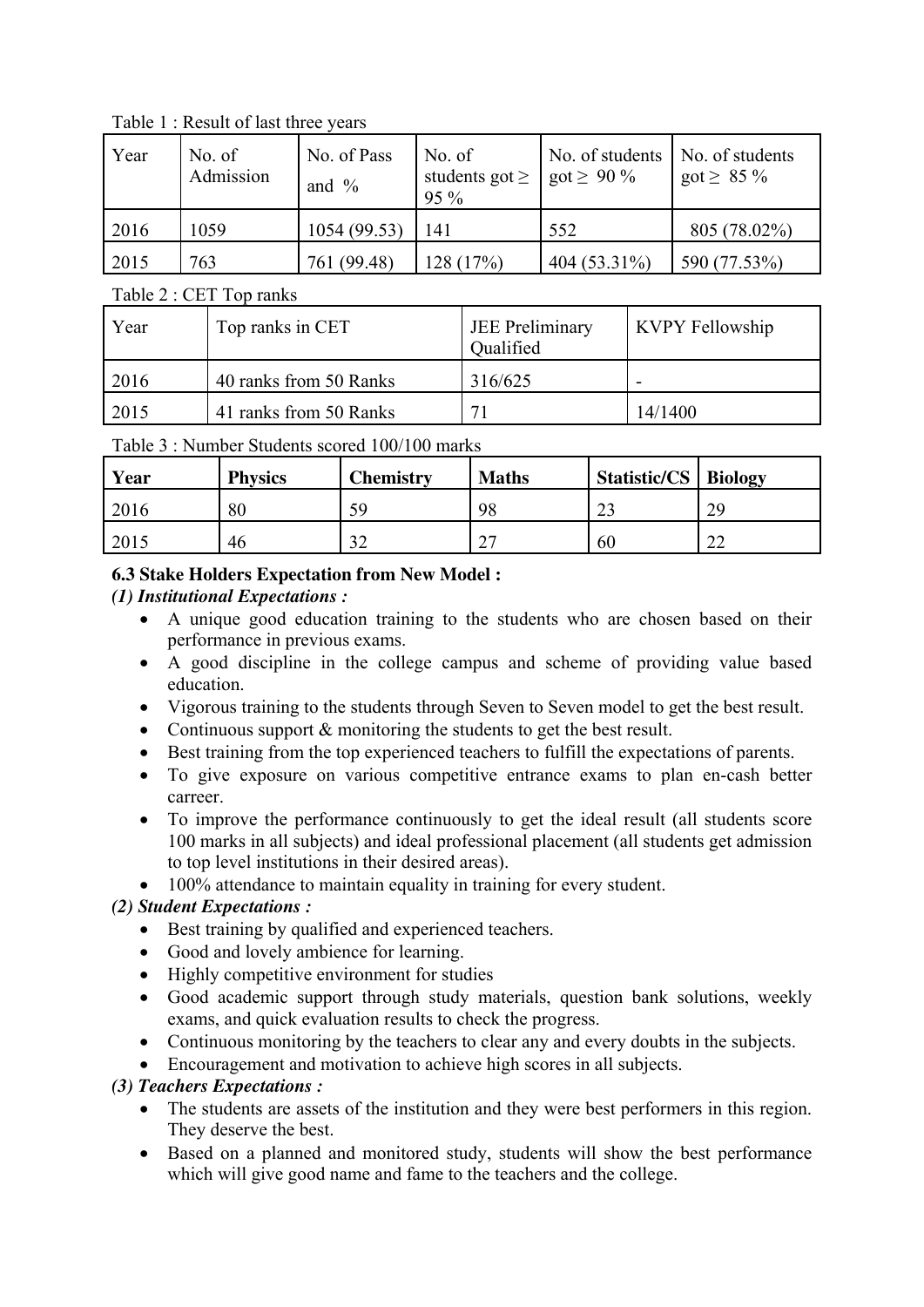Table 1 : Result of last three years

| Year | No. of Admission | No. of Pass and % | No. of students got ≥ 95 % | No. of students got ≥ 90 % | No. of students got ≥ 85 % |
|---|---|---|---|---|---|
| 2016 | 1059 | 1054 (99.53) | 141 | 552 | 805 (78.02%) |
| 2015 | 763 | 761 (99.48) | 128 (17%) | 404 (53.31%) | 590 (77.53%) |

Table 2 : CET Top ranks

| Year | Top ranks in CET | JEE Preliminary Qualified | KVPY Fellowship |
|---|---|---|---|
| 2016 | 40 ranks from 50 Ranks | 316/625 | - |
| 2015 | 41 ranks from 50 Ranks | 71 | 14/1400 |

Table 3 : Number Students scored 100/100 marks

| **Year** | **Physics** | **Chemistry** | **Maths** | **Statistic/CS** | **Biology** |
|---|---|---|---|---|---|
| 2016 | 80 | 59 | 98 | 23 | 29 |
| 2015 | 46 | 32 | 27 | 60 | 22 |

### 6.3 Stake Holders Expectation from New Model :

***(1) Institutional Expectations :***

- A unique good education training to the students who are chosen based on their performance in previous exams.
- A good discipline in the college campus and scheme of providing value based education.
- Vigorous training to the students through Seven to Seven model to get the best result.
- Continuous support & monitoring the students to get the best result.
- Best training from the top experienced teachers to fulfill the expectations of parents.
- To give exposure on various competitive entrance exams to plan en-cash better carreer.
- To improve the performance continuously to get the ideal result (all students score 100 marks in all subjects) and ideal professional placement (all students get admission to top level institutions in their desired areas).
- 100% attendance to maintain equality in training for every student.

***(2) Student Expectations :***

- Best training by qualified and experienced teachers.
- Good and lovely ambience for learning.
- Highly competitive environment for studies
- Good academic support through study materials, question bank solutions, weekly exams, and quick evaluation results to check the progress.
- Continuous monitoring by the teachers to clear any and every doubts in the subjects.
- Encouragement and motivation to achieve high scores in all subjects.

***(3) Teachers Expectations :***

- The students are assets of the institution and they were best performers in this region. They deserve the best.
- Based on a planned and monitored study, students will show the best performance which will give good name and fame to the teachers and the college.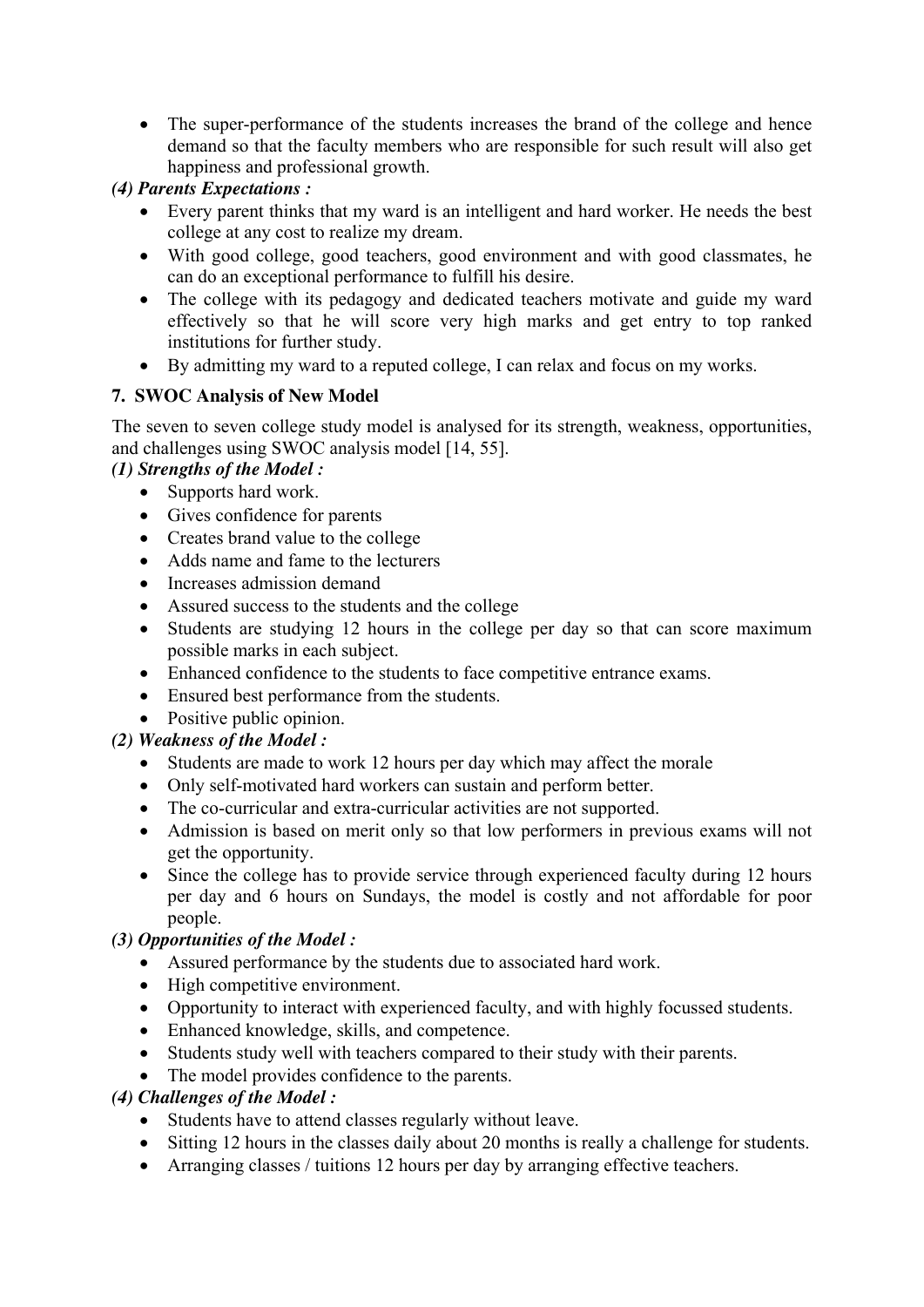- The super-performance of the students increases the brand of the college and hence demand so that the faculty members who are responsible for such result will also get happiness and professional growth.

***(4) Parents Expectations :***

- Every parent thinks that my ward is an intelligent and hard worker. He needs the best college at any cost to realize my dream.
- With good college, good teachers, good environment and with good classmates, he can do an exceptional performance to fulfill his desire.
- The college with its pedagogy and dedicated teachers motivate and guide my ward effectively so that he will score very high marks and get entry to top ranked institutions for further study.
- By admitting my ward to a reputed college, I can relax and focus on my works.

## 7. SWOC Analysis of New Model

The seven to seven college study model is analysed for its strength, weakness, opportunities, and challenges using SWOC analysis model [14, 55].

***(1) Strengths of the Model :***

- Supports hard work.
- Gives confidence for parents
- Creates brand value to the college
- Adds name and fame to the lecturers
- Increases admission demand
- Assured success to the students and the college
- Students are studying 12 hours in the college per day so that can score maximum possible marks in each subject.
- Enhanced confidence to the students to face competitive entrance exams.
- Ensured best performance from the students.
- Positive public opinion.

***(2) Weakness of the Model :***

- Students are made to work 12 hours per day which may affect the morale
- Only self-motivated hard workers can sustain and perform better.
- The co-curricular and extra-curricular activities are not supported.
- Admission is based on merit only so that low performers in previous exams will not get the opportunity.
- Since the college has to provide service through experienced faculty during 12 hours per day and 6 hours on Sundays, the model is costly and not affordable for poor people.

***(3) Opportunities of the Model :***

- Assured performance by the students due to associated hard work.
- High competitive environment.
- Opportunity to interact with experienced faculty, and with highly focussed students.
- Enhanced knowledge, skills, and competence.
- Students study well with teachers compared to their study with their parents.
- The model provides confidence to the parents.

***(4) Challenges of the Model :***

- Students have to attend classes regularly without leave.
- Sitting 12 hours in the classes daily about 20 months is really a challenge for students.
- Arranging classes / tuitions 12 hours per day by arranging effective teachers.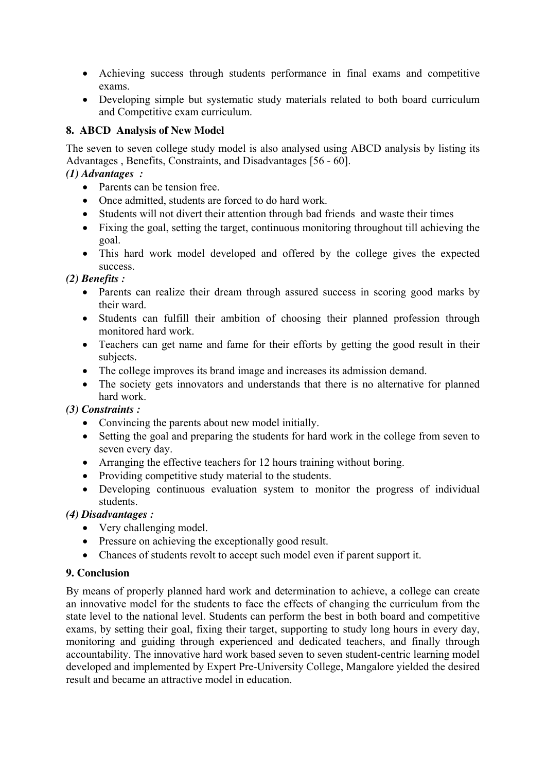- Achieving success through students performance in final exams and competitive exams.
- Developing simple but systematic study materials related to both board curriculum and Competitive exam curriculum.

## 8. ABCD Analysis of New Model

The seven to seven college study model is also analysed using ABCD analysis by listing its Advantages , Benefits, Constraints, and Disadvantages [56 - 60].

***(1) Advantages :***

- Parents can be tension free.
- Once admitted, students are forced to do hard work.
- Students will not divert their attention through bad friends and waste their times
- Fixing the goal, setting the target, continuous monitoring throughout till achieving the goal.
- This hard work model developed and offered by the college gives the expected success.

***(2) Benefits :***

- Parents can realize their dream through assured success in scoring good marks by their ward.
- Students can fulfill their ambition of choosing their planned profession through monitored hard work.
- Teachers can get name and fame for their efforts by getting the good result in their subjects.
- The college improves its brand image and increases its admission demand.
- The society gets innovators and understands that there is no alternative for planned hard work.

***(3) Constraints :***

- Convincing the parents about new model initially.
- Setting the goal and preparing the students for hard work in the college from seven to seven every day.
- Arranging the effective teachers for 12 hours training without boring.
- Providing competitive study material to the students.
- Developing continuous evaluation system to monitor the progress of individual students.

***(4) Disadvantages :***

- Very challenging model.
- Pressure on achieving the exceptionally good result.
- Chances of students revolt to accept such model even if parent support it.

## 9. Conclusion

By means of properly planned hard work and determination to achieve, a college can create an innovative model for the students to face the effects of changing the curriculum from the state level to the national level. Students can perform the best in both board and competitive exams, by setting their goal, fixing their target, supporting to study long hours in every day, monitoring and guiding through experienced and dedicated teachers, and finally through accountability. The innovative hard work based seven to seven student-centric learning model developed and implemented by Expert Pre-University College, Mangalore yielded the desired result and became an attractive model in education.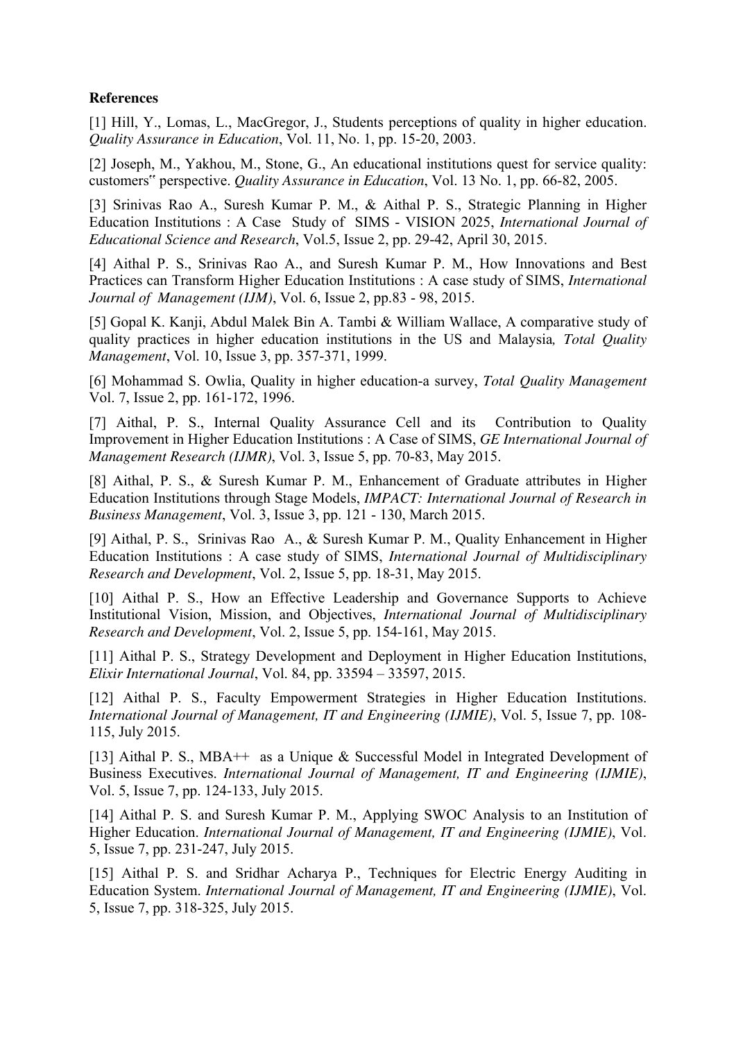**References**

[1] Hill, Y., Lomas, L., MacGregor, J., Students perceptions of quality in higher education. *Quality Assurance in Education*, Vol. 11, No. 1, pp. 15-20, 2003.

[2] Joseph, M., Yakhou, M., Stone, G., An educational institutions quest for service quality: customers‟ perspective. *Quality Assurance in Education*, Vol. 13 No. 1, pp. 66-82, 2005.

[3] Srinivas Rao A., Suresh Kumar P. M., & Aithal P. S., Strategic Planning in Higher Education Institutions : A Case Study of SIMS - VISION 2025, *International Journal of Educational Science and Research*, Vol.5, Issue 2, pp. 29-42, April 30, 2015.

[4] Aithal P. S., Srinivas Rao A., and Suresh Kumar P. M., How Innovations and Best Practices can Transform Higher Education Institutions : A case study of SIMS, *International Journal of Management (IJM)*, Vol. 6, Issue 2, pp.83 - 98, 2015.

[5] Gopal K. Kanji, Abdul Malek Bin A. Tambi & William Wallace, A comparative study of quality practices in higher education institutions in the US and Malaysia, *Total Quality Management*, Vol. 10, Issue 3, pp. 357-371, 1999.

[6] Mohammad S. Owlia, Quality in higher education-a survey, *Total Quality Management* Vol. 7, Issue 2, pp. 161-172, 1996.

[7] Aithal, P. S., Internal Quality Assurance Cell and its Contribution to Quality Improvement in Higher Education Institutions : A Case of SIMS, *GE International Journal of Management Research (IJMR)*, Vol. 3, Issue 5, pp. 70-83, May 2015.

[8] Aithal, P. S., & Suresh Kumar P. M., Enhancement of Graduate attributes in Higher Education Institutions through Stage Models, *IMPACT: International Journal of Research in Business Management*, Vol. 3, Issue 3, pp. 121 - 130, March 2015.

[9] Aithal, P. S., Srinivas Rao A., & Suresh Kumar P. M., Quality Enhancement in Higher Education Institutions : A case study of SIMS, *International Journal of Multidisciplinary Research and Development*, Vol. 2, Issue 5, pp. 18-31, May 2015.

[10] Aithal P. S., How an Effective Leadership and Governance Supports to Achieve Institutional Vision, Mission, and Objectives, *International Journal of Multidisciplinary Research and Development*, Vol. 2, Issue 5, pp. 154-161, May 2015.

[11] Aithal P. S., Strategy Development and Deployment in Higher Education Institutions, *Elixir International Journal*, Vol. 84, pp. 33594 – 33597, 2015.

[12] Aithal P. S., Faculty Empowerment Strategies in Higher Education Institutions. *International Journal of Management, IT and Engineering (IJMIE)*, Vol. 5, Issue 7, pp. 108-115, July 2015.

[13] Aithal P. S., MBA++ as a Unique & Successful Model in Integrated Development of Business Executives. *International Journal of Management, IT and Engineering (IJMIE)*, Vol. 5, Issue 7, pp. 124-133, July 2015.

[14] Aithal P. S. and Suresh Kumar P. M., Applying SWOC Analysis to an Institution of Higher Education. *International Journal of Management, IT and Engineering (IJMIE)*, Vol. 5, Issue 7, pp. 231-247, July 2015.

[15] Aithal P. S. and Sridhar Acharya P., Techniques for Electric Energy Auditing in Education System. *International Journal of Management, IT and Engineering (IJMIE)*, Vol. 5, Issue 7, pp. 318-325, July 2015.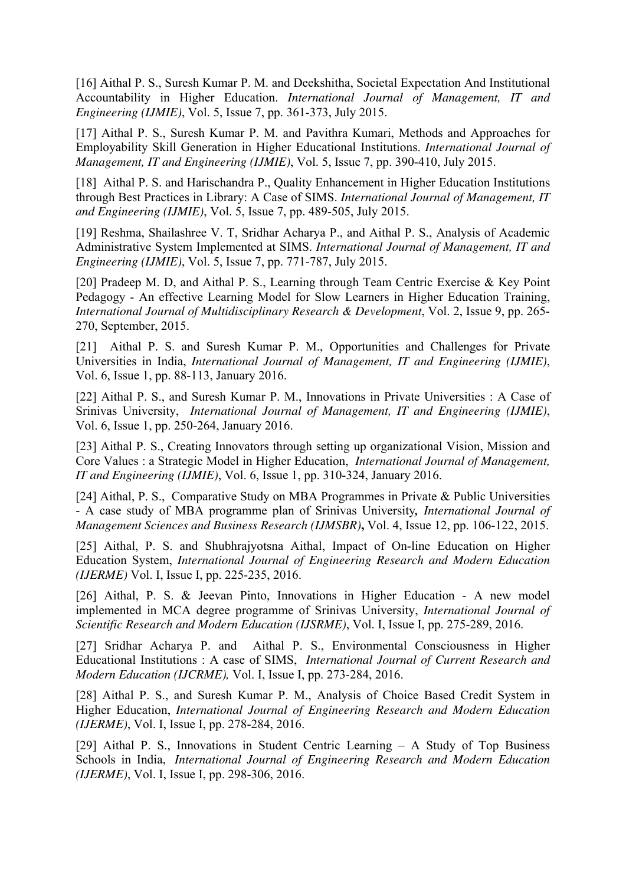[16] Aithal P. S., Suresh Kumar P. M. and Deekshitha, Societal Expectation And Institutional Accountability in Higher Education. *International Journal of Management, IT and Engineering (IJMIE)*, Vol. 5, Issue 7, pp. 361-373, July 2015.

[17] Aithal P. S., Suresh Kumar P. M. and Pavithra Kumari, Methods and Approaches for Employability Skill Generation in Higher Educational Institutions. *International Journal of Management, IT and Engineering (IJMIE)*, Vol. 5, Issue 7, pp. 390-410, July 2015.

[18] Aithal P. S. and Harischandra P., Quality Enhancement in Higher Education Institutions through Best Practices in Library: A Case of SIMS. *International Journal of Management, IT and Engineering (IJMIE)*, Vol. 5, Issue 7, pp. 489-505, July 2015.

[19] Reshma, Shailashree V. T, Sridhar Acharya P., and Aithal P. S., Analysis of Academic Administrative System Implemented at SIMS. *International Journal of Management, IT and Engineering (IJMIE)*, Vol. 5, Issue 7, pp. 771-787, July 2015.

[20] Pradeep M. D, and Aithal P. S., Learning through Team Centric Exercise & Key Point Pedagogy - An effective Learning Model for Slow Learners in Higher Education Training, *International Journal of Multidisciplinary Research & Development*, Vol. 2, Issue 9, pp. 265-270, September, 2015.

[21] Aithal P. S. and Suresh Kumar P. M., Opportunities and Challenges for Private Universities in India, *International Journal of Management, IT and Engineering (IJMIE)*, Vol. 6, Issue 1, pp. 88-113, January 2016.

[22] Aithal P. S., and Suresh Kumar P. M., Innovations in Private Universities : A Case of Srinivas University, *International Journal of Management, IT and Engineering (IJMIE)*, Vol. 6, Issue 1, pp. 250-264, January 2016.

[23] Aithal P. S., Creating Innovators through setting up organizational Vision, Mission and Core Values : a Strategic Model in Higher Education, *International Journal of Management, IT and Engineering (IJMIE)*, Vol. 6, Issue 1, pp. 310-324, January 2016.

[24] Aithal, P. S., Comparative Study on MBA Programmes in Private & Public Universities - A case study of MBA programme plan of Srinivas University**,** *International Journal of Management Sciences and Business Research (IJMSBR)***,** Vol. 4, Issue 12, pp. 106-122, 2015.

[25] Aithal, P. S. and Shubhrajyotsna Aithal, Impact of On-line Education on Higher Education System, *International Journal of Engineering Research and Modern Education (IJERME)* Vol. I, Issue I, pp. 225-235, 2016.

[26] Aithal, P. S. & Jeevan Pinto, Innovations in Higher Education - A new model implemented in MCA degree programme of Srinivas University, *International Journal of Scientific Research and Modern Education (IJSRME)*, Vol. I, Issue I, pp. 275-289, 2016.

[27] Sridhar Acharya P. and Aithal P. S., Environmental Consciousness in Higher Educational Institutions : A case of SIMS, *International Journal of Current Research and Modern Education (IJCRME),* Vol. I, Issue I, pp. 273-284, 2016.

[28] Aithal P. S., and Suresh Kumar P. M., Analysis of Choice Based Credit System in Higher Education, *International Journal of Engineering Research and Modern Education (IJERME)*, Vol. I, Issue I, pp. 278-284, 2016.

[29] Aithal P. S., Innovations in Student Centric Learning – A Study of Top Business Schools in India, *International Journal of Engineering Research and Modern Education (IJERME)*, Vol. I, Issue I, pp. 298-306, 2016.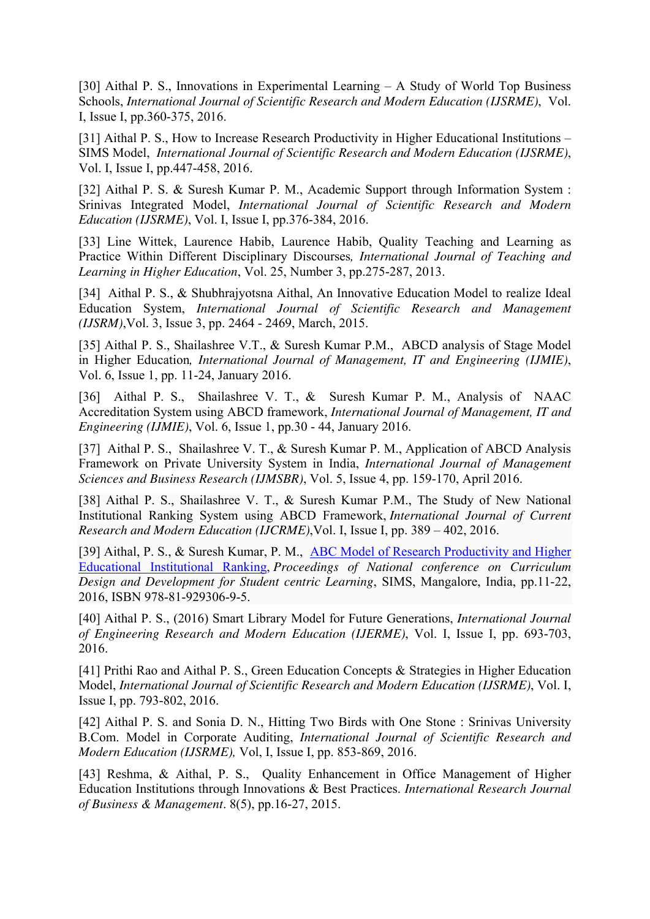[30] Aithal P. S., Innovations in Experimental Learning – A Study of World Top Business Schools, *International Journal of Scientific Research and Modern Education (IJSRME)*, Vol. I, Issue I, pp.360-375, 2016.

[31] Aithal P. S., How to Increase Research Productivity in Higher Educational Institutions – SIMS Model, *International Journal of Scientific Research and Modern Education (IJSRME)*, Vol. I, Issue I, pp.447-458, 2016.

[32] Aithal P. S. & Suresh Kumar P. M., Academic Support through Information System : Srinivas Integrated Model, *International Journal of Scientific Research and Modern Education (IJSRME)*, Vol. I, Issue I, pp.376-384, 2016.

[33] Line Wittek, Laurence Habib, Laurence Habib, Quality Teaching and Learning as Practice Within Different Disciplinary Discourses*, International Journal of Teaching and Learning in Higher Education*, Vol. 25, Number 3, pp.275-287, 2013.

[34] Aithal P. S., & Shubhrajyotsna Aithal, An Innovative Education Model to realize Ideal Education System, *International Journal of Scientific Research and Management (IJSRM)*,Vol. 3, Issue 3, pp. 2464 - 2469, March, 2015.

[35] Aithal P. S., Shailashree V.T., & Suresh Kumar P.M., ABCD analysis of Stage Model in Higher Education*, International Journal of Management, IT and Engineering (IJMIE)*, Vol. 6, Issue 1, pp. 11-24, January 2016.

[36] Aithal P. S., Shailashree V. T., & Suresh Kumar P. M., Analysis of NAAC Accreditation System using ABCD framework, *International Journal of Management, IT and Engineering (IJMIE)*, Vol. 6, Issue 1, pp.30 - 44, January 2016.

[37] Aithal P. S., Shailashree V. T., & Suresh Kumar P. M., Application of ABCD Analysis Framework on Private University System in India, *International Journal of Management Sciences and Business Research (IJMSBR)*, Vol. 5, Issue 4, pp. 159-170, April 2016.

[38] Aithal P. S., Shailashree V. T., & Suresh Kumar P.M., The Study of New National Institutional Ranking System using ABCD Framework, *International Journal of Current Research and Modern Education (IJCRME)*,Vol. I, Issue I, pp. 389 – 402, 2016.

[39] Aithal, P. S., & Suresh Kumar, P. M., ABC Model of Research Productivity and Higher Educational Institutional Ranking, *Proceedings of National conference on Curriculum Design and Development for Student centric Learning*, SIMS, Mangalore, India, pp.11-22, 2016, ISBN 978-81-929306-9-5.

[40] Aithal P. S., (2016) Smart Library Model for Future Generations, *International Journal of Engineering Research and Modern Education (IJERME)*, Vol. I, Issue I, pp. 693-703, 2016.

[41] Prithi Rao and Aithal P. S., Green Education Concepts & Strategies in Higher Education Model, *International Journal of Scientific Research and Modern Education (IJSRME)*, Vol. I, Issue I, pp. 793-802, 2016.

[42] Aithal P. S. and Sonia D. N., Hitting Two Birds with One Stone : Srinivas University B.Com. Model in Corporate Auditing, *International Journal of Scientific Research and Modern Education (IJSRME),* Vol, I, Issue I, pp. 853-869, 2016.

[43] Reshma, & Aithal, P. S., Quality Enhancement in Office Management of Higher Education Institutions through Innovations & Best Practices. *International Research Journal of Business & Management*. 8(5), pp.16-27, 2015.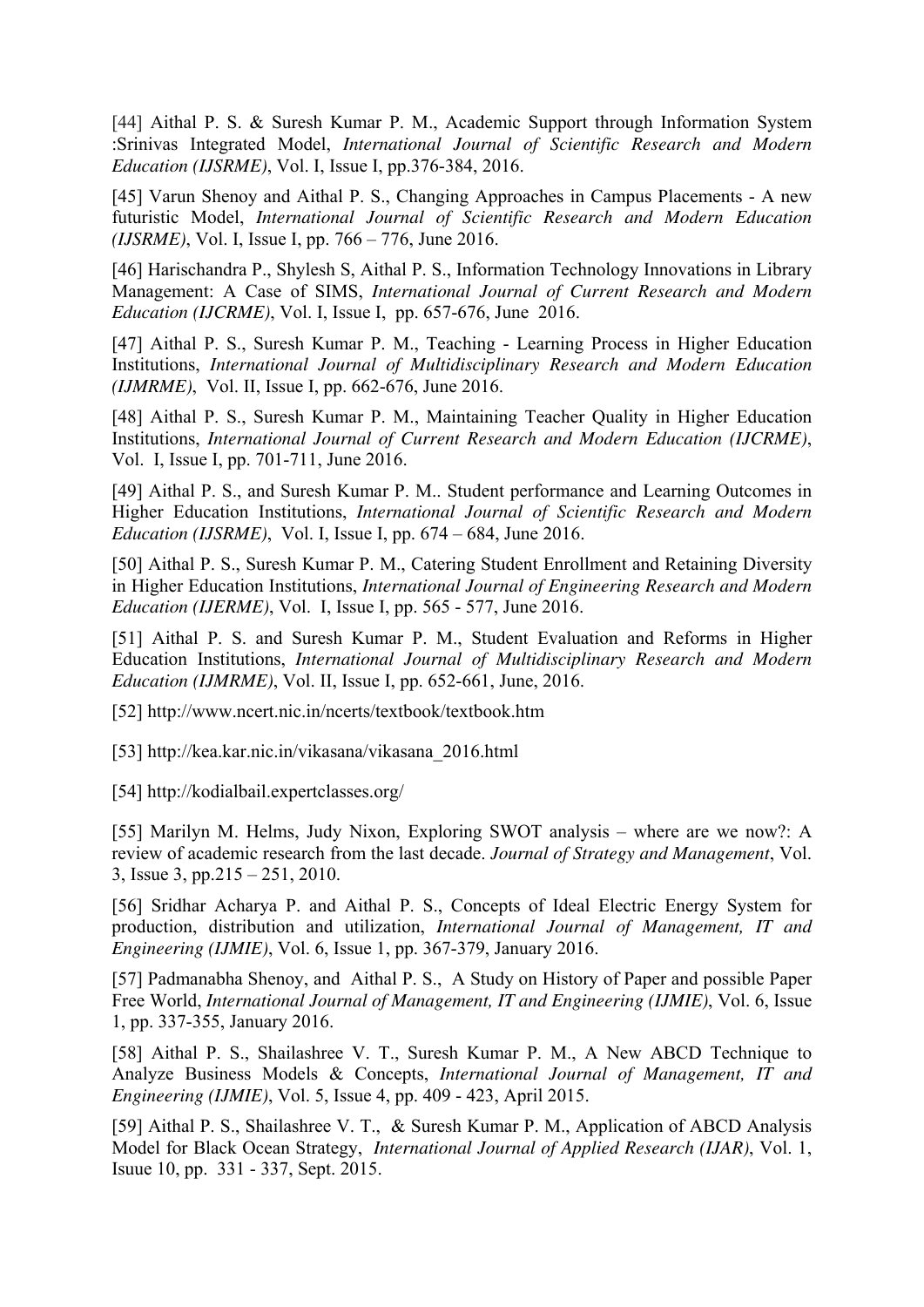[44] Aithal P. S. & Suresh Kumar P. M., Academic Support through Information System :Srinivas Integrated Model, *International Journal of Scientific Research and Modern Education (IJSRME)*, Vol. I, Issue I, pp.376-384, 2016.

[45] Varun Shenoy and Aithal P. S., Changing Approaches in Campus Placements - A new futuristic Model, *International Journal of Scientific Research and Modern Education (IJSRME)*, Vol. I, Issue I, pp. 766 – 776, June 2016.

[46] Harischandra P., Shylesh S, Aithal P. S., Information Technology Innovations in Library Management: A Case of SIMS, *International Journal of Current Research and Modern Education (IJCRME)*, Vol. I, Issue I, pp. 657-676, June 2016.

[47] Aithal P. S., Suresh Kumar P. M., Teaching - Learning Process in Higher Education Institutions, *International Journal of Multidisciplinary Research and Modern Education (IJMRME)*, Vol. II, Issue I, pp. 662-676, June 2016.

[48] Aithal P. S., Suresh Kumar P. M., Maintaining Teacher Quality in Higher Education Institutions, *International Journal of Current Research and Modern Education (IJCRME)*, Vol. I, Issue I, pp. 701-711, June 2016.

[49] Aithal P. S., and Suresh Kumar P. M.. Student performance and Learning Outcomes in Higher Education Institutions, *International Journal of Scientific Research and Modern Education (IJSRME)*, Vol. I, Issue I, pp. 674 – 684, June 2016.

[50] Aithal P. S., Suresh Kumar P. M., Catering Student Enrollment and Retaining Diversity in Higher Education Institutions, *International Journal of Engineering Research and Modern Education (IJERME)*, Vol. I, Issue I, pp. 565 - 577, June 2016.

[51] Aithal P. S. and Suresh Kumar P. M., Student Evaluation and Reforms in Higher Education Institutions, *International Journal of Multidisciplinary Research and Modern Education (IJMRME)*, Vol. II, Issue I, pp. 652-661, June, 2016.

[52] http://www.ncert.nic.in/ncerts/textbook/textbook.htm

[53] http://kea.kar.nic.in/vikasana/vikasana_2016.html

[54] http://kodialbail.expertclasses.org/

[55] Marilyn M. Helms, Judy Nixon, Exploring SWOT analysis – where are we now?: A review of academic research from the last decade. *Journal of Strategy and Management*, Vol. 3, Issue 3, pp.215 – 251, 2010.

[56] Sridhar Acharya P. and Aithal P. S., Concepts of Ideal Electric Energy System for production, distribution and utilization, *International Journal of Management, IT and Engineering (IJMIE)*, Vol. 6, Issue 1, pp. 367-379, January 2016.

[57] Padmanabha Shenoy, and Aithal P. S., A Study on History of Paper and possible Paper Free World, *International Journal of Management, IT and Engineering (IJMIE)*, Vol. 6, Issue 1, pp. 337-355, January 2016.

[58] Aithal P. S., Shailashree V. T., Suresh Kumar P. M., A New ABCD Technique to Analyze Business Models & Concepts, *International Journal of Management, IT and Engineering (IJMIE)*, Vol. 5, Issue 4, pp. 409 - 423, April 2015.

[59] Aithal P. S., Shailashree V. T., & Suresh Kumar P. M., Application of ABCD Analysis Model for Black Ocean Strategy, *International Journal of Applied Research (IJAR)*, Vol. 1, Isuue 10, pp. 331 - 337, Sept. 2015.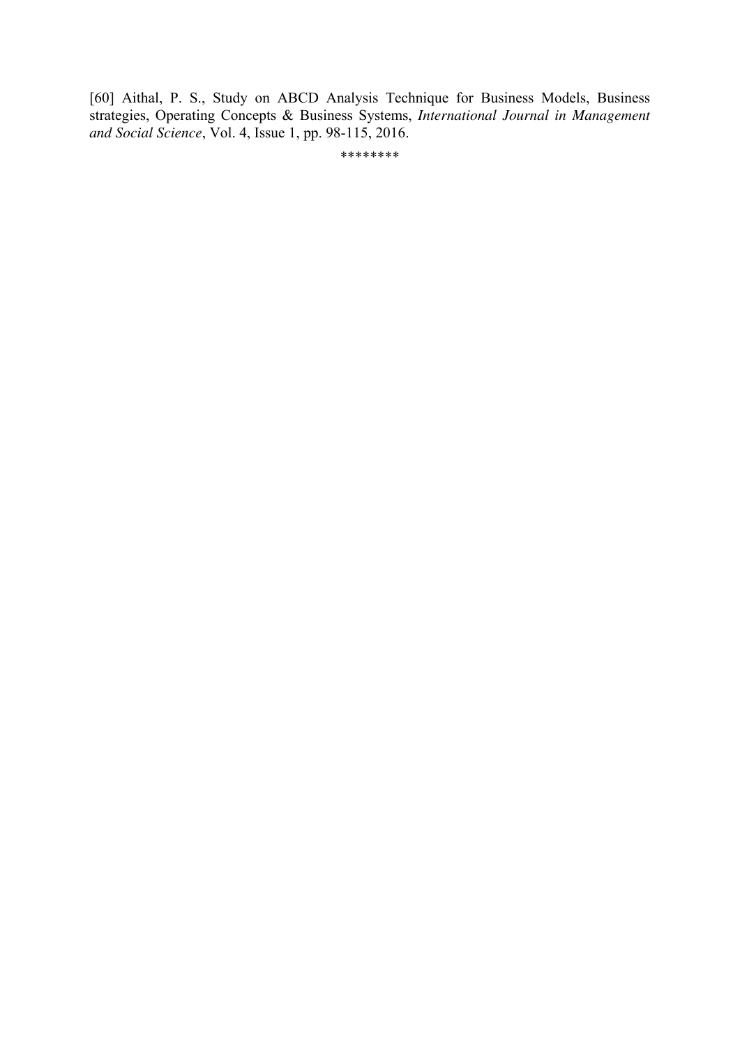[60] Aithal, P. S., Study on ABCD Analysis Technique for Business Models, Business strategies, Operating Concepts & Business Systems, *International Journal in Management and Social Science*, Vol. 4, Issue 1, pp. 98-115, 2016.

********